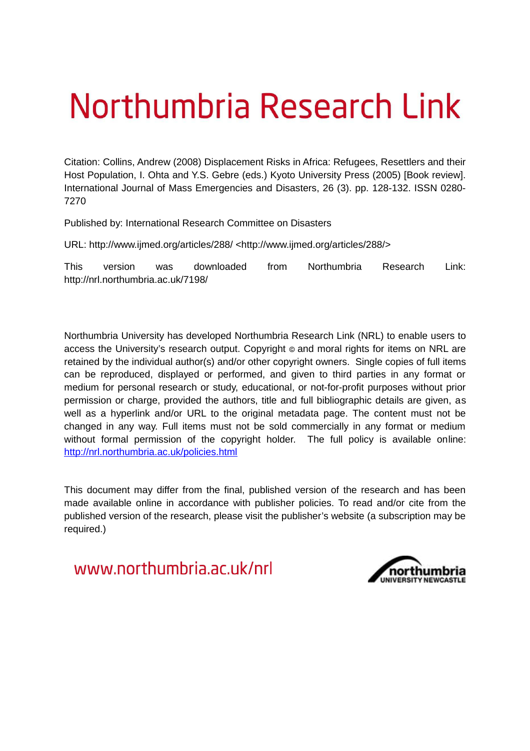# Northumbria Research Link

Citation: Collins, Andrew (2008) Displacement Risks in Africa: Refugees, Resettlers and their Host Population, I. Ohta and Y.S. Gebre (eds.) Kyoto University Press (2005) [Book review]. International Journal of Mass Emergencies and Disasters, 26 (3). pp. 128-132. ISSN 0280-7270

Published by: International Research Committee on Disasters

URL: http://www.ijmed.org/articles/288/ <http://www.ijmed.org/articles/288/>

This version was downloaded from Northumbria Research Link: http://nrl.northumbria.ac.uk/7198/

Northumbria University has developed Northumbria Research Link (NRL) to enable users to access the University's research output. Copyright © and moral rights for items on NRL are retained by the individual author(s) and/or other copyright owners. Single copies of full items can be reproduced, displayed or performed, and given to third parties in any format or medium for personal research or study, educational, or not-for-profit purposes without prior permission or charge, provided the authors, title and full bibliographic details are given, as well as a hyperlink and/or URL to the original metadata page. The content must not be changed in any way. Full items must not be sold commercially in any format or medium without formal permission of the copyright holder. The full policy is available online: http://nrl.northumbria.ac.uk/policies.html

This document may differ from the final, published version of the research and has been made available online in accordance with publisher policies. To read and/or cite from the published version of the research, please visit the publisher's website (a subscription may be required.)

www.northumbria.ac.uk/nrl

northumbria UNIVERSITY NEWCASTLE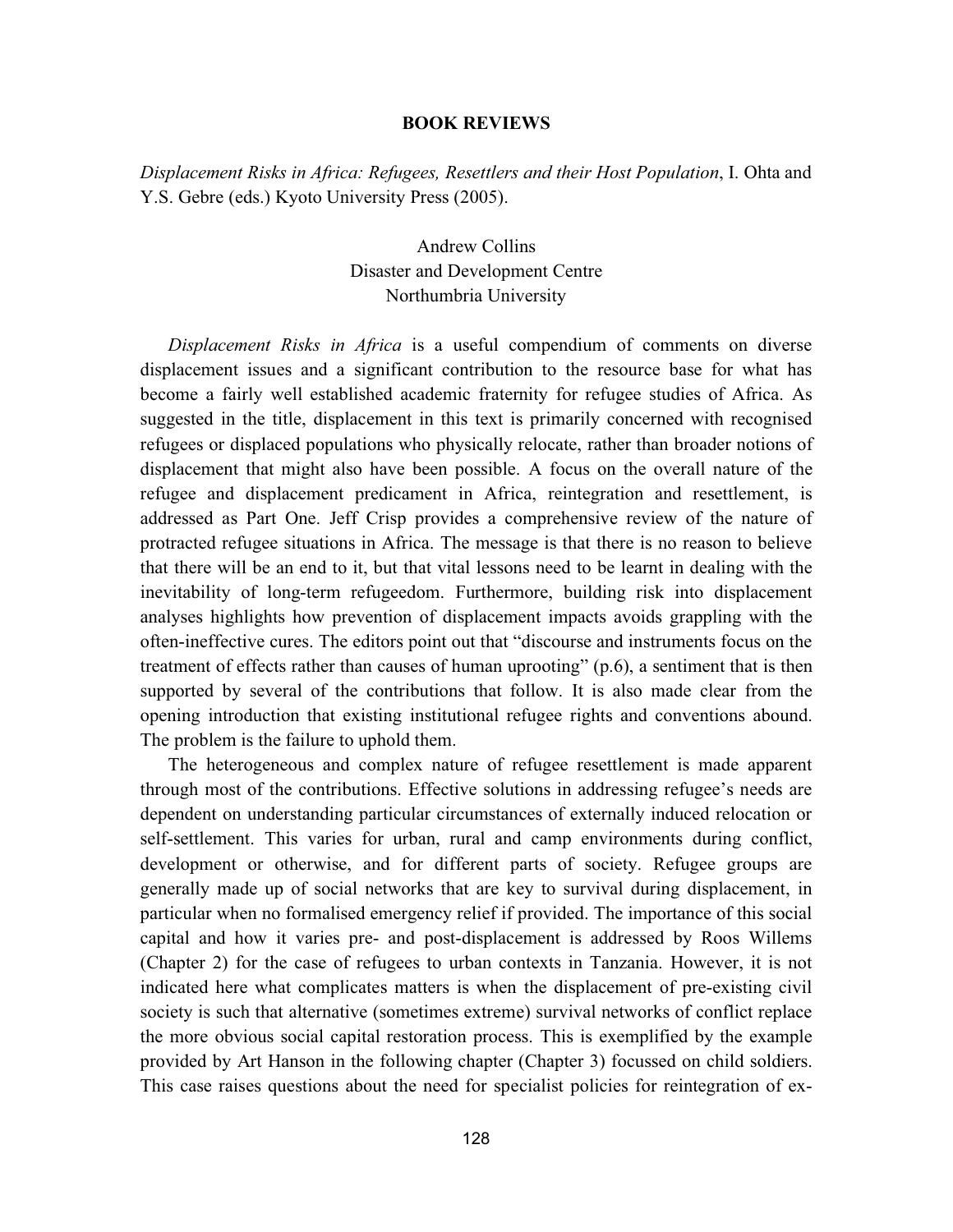# BOOK REVIEWS

*Displacement Risks in Africa: Refugees, Resettlers and their Host Population*, I. Ohta and Y.S. Gebre (eds.) Kyoto University Press (2005).

Andrew Collins
Disaster and Development Centre
Northumbria University

*Displacement Risks in Africa* is a useful compendium of comments on diverse displacement issues and a significant contribution to the resource base for what has become a fairly well established academic fraternity for refugee studies of Africa. As suggested in the title, displacement in this text is primarily concerned with recognised refugees or displaced populations who physically relocate, rather than broader notions of displacement that might also have been possible. A focus on the overall nature of the refugee and displacement predicament in Africa, reintegration and resettlement, is addressed as Part One. Jeff Crisp provides a comprehensive review of the nature of protracted refugee situations in Africa. The message is that there is no reason to believe that there will be an end to it, but that vital lessons need to be learnt in dealing with the inevitability of long-term refugeedom. Furthermore, building risk into displacement analyses highlights how prevention of displacement impacts avoids grappling with the often-ineffective cures. The editors point out that "discourse and instruments focus on the treatment of effects rather than causes of human uprooting" (p.6), a sentiment that is then supported by several of the contributions that follow. It is also made clear from the opening introduction that existing institutional refugee rights and conventions abound. The problem is the failure to uphold them.

The heterogeneous and complex nature of refugee resettlement is made apparent through most of the contributions. Effective solutions in addressing refugee's needs are dependent on understanding particular circumstances of externally induced relocation or self-settlement. This varies for urban, rural and camp environments during conflict, development or otherwise, and for different parts of society. Refugee groups are generally made up of social networks that are key to survival during displacement, in particular when no formalised emergency relief if provided. The importance of this social capital and how it varies pre- and post-displacement is addressed by Roos Willems (Chapter 2) for the case of refugees to urban contexts in Tanzania. However, it is not indicated here what complicates matters is when the displacement of pre-existing civil society is such that alternative (sometimes extreme) survival networks of conflict replace the more obvious social capital restoration process. This is exemplified by the example provided by Art Hanson in the following chapter (Chapter 3) focussed on child soldiers. This case raises questions about the need for specialist policies for reintegration of ex-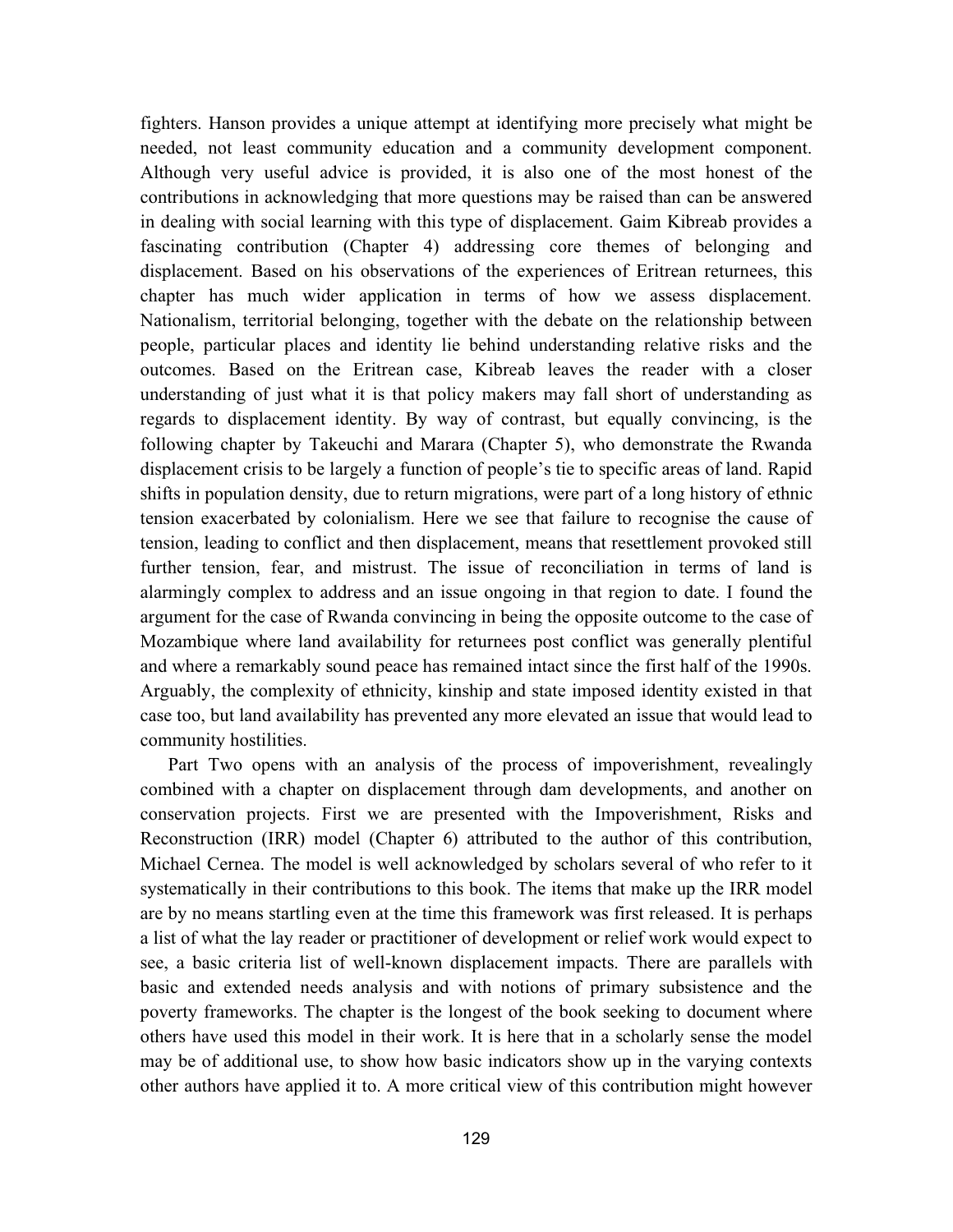fighters. Hanson provides a unique attempt at identifying more precisely what might be needed, not least community education and a community development component. Although very useful advice is provided, it is also one of the most honest of the contributions in acknowledging that more questions may be raised than can be answered in dealing with social learning with this type of displacement. Gaim Kibreab provides a fascinating contribution (Chapter 4) addressing core themes of belonging and displacement. Based on his observations of the experiences of Eritrean returnees, this chapter has much wider application in terms of how we assess displacement. Nationalism, territorial belonging, together with the debate on the relationship between people, particular places and identity lie behind understanding relative risks and the outcomes. Based on the Eritrean case, Kibreab leaves the reader with a closer understanding of just what it is that policy makers may fall short of understanding as regards to displacement identity. By way of contrast, but equally convincing, is the following chapter by Takeuchi and Marara (Chapter 5), who demonstrate the Rwanda displacement crisis to be largely a function of people's tie to specific areas of land. Rapid shifts in population density, due to return migrations, were part of a long history of ethnic tension exacerbated by colonialism. Here we see that failure to recognise the cause of tension, leading to conflict and then displacement, means that resettlement provoked still further tension, fear, and mistrust. The issue of reconciliation in terms of land is alarmingly complex to address and an issue ongoing in that region to date. I found the argument for the case of Rwanda convincing in being the opposite outcome to the case of Mozambique where land availability for returnees post conflict was generally plentiful and where a remarkably sound peace has remained intact since the first half of the 1990s. Arguably, the complexity of ethnicity, kinship and state imposed identity existed in that case too, but land availability has prevented any more elevated an issue that would lead to community hostilities.

Part Two opens with an analysis of the process of impoverishment, revealingly combined with a chapter on displacement through dam developments, and another on conservation projects. First we are presented with the Impoverishment, Risks and Reconstruction (IRR) model (Chapter 6) attributed to the author of this contribution, Michael Cernea. The model is well acknowledged by scholars several of who refer to it systematically in their contributions to this book. The items that make up the IRR model are by no means startling even at the time this framework was first released. It is perhaps a list of what the lay reader or practitioner of development or relief work would expect to see, a basic criteria list of well-known displacement impacts. There are parallels with basic and extended needs analysis and with notions of primary subsistence and the poverty frameworks. The chapter is the longest of the book seeking to document where others have used this model in their work. It is here that in a scholarly sense the model may be of additional use, to show how basic indicators show up in the varying contexts other authors have applied it to. A more critical view of this contribution might however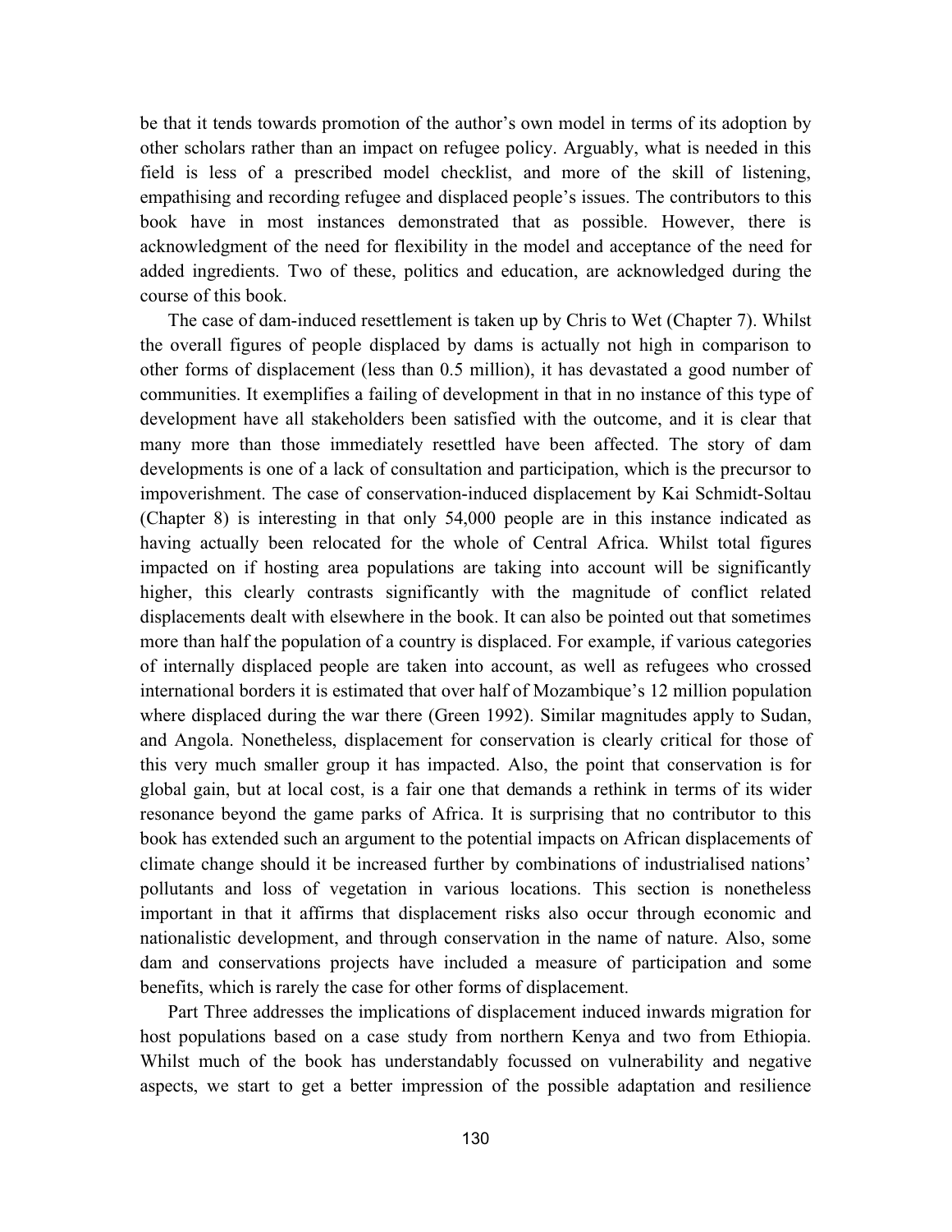be that it tends towards promotion of the author's own model in terms of its adoption by other scholars rather than an impact on refugee policy. Arguably, what is needed in this field is less of a prescribed model checklist, and more of the skill of listening, empathising and recording refugee and displaced people's issues. The contributors to this book have in most instances demonstrated that as possible. However, there is acknowledgment of the need for flexibility in the model and acceptance of the need for added ingredients. Two of these, politics and education, are acknowledged during the course of this book.

The case of dam-induced resettlement is taken up by Chris to Wet (Chapter 7). Whilst the overall figures of people displaced by dams is actually not high in comparison to other forms of displacement (less than 0.5 million), it has devastated a good number of communities. It exemplifies a failing of development in that in no instance of this type of development have all stakeholders been satisfied with the outcome, and it is clear that many more than those immediately resettled have been affected. The story of dam developments is one of a lack of consultation and participation, which is the precursor to impoverishment. The case of conservation-induced displacement by Kai Schmidt-Soltau (Chapter 8) is interesting in that only 54,000 people are in this instance indicated as having actually been relocated for the whole of Central Africa. Whilst total figures impacted on if hosting area populations are taking into account will be significantly higher, this clearly contrasts significantly with the magnitude of conflict related displacements dealt with elsewhere in the book. It can also be pointed out that sometimes more than half the population of a country is displaced. For example, if various categories of internally displaced people are taken into account, as well as refugees who crossed international borders it is estimated that over half of Mozambique's 12 million population where displaced during the war there (Green 1992). Similar magnitudes apply to Sudan, and Angola. Nonetheless, displacement for conservation is clearly critical for those of this very much smaller group it has impacted. Also, the point that conservation is for global gain, but at local cost, is a fair one that demands a rethink in terms of its wider resonance beyond the game parks of Africa. It is surprising that no contributor to this book has extended such an argument to the potential impacts on African displacements of climate change should it be increased further by combinations of industrialised nations' pollutants and loss of vegetation in various locations. This section is nonetheless important in that it affirms that displacement risks also occur through economic and nationalistic development, and through conservation in the name of nature. Also, some dam and conservations projects have included a measure of participation and some benefits, which is rarely the case for other forms of displacement.

Part Three addresses the implications of displacement induced inwards migration for host populations based on a case study from northern Kenya and two from Ethiopia. Whilst much of the book has understandably focussed on vulnerability and negative aspects, we start to get a better impression of the possible adaptation and resilience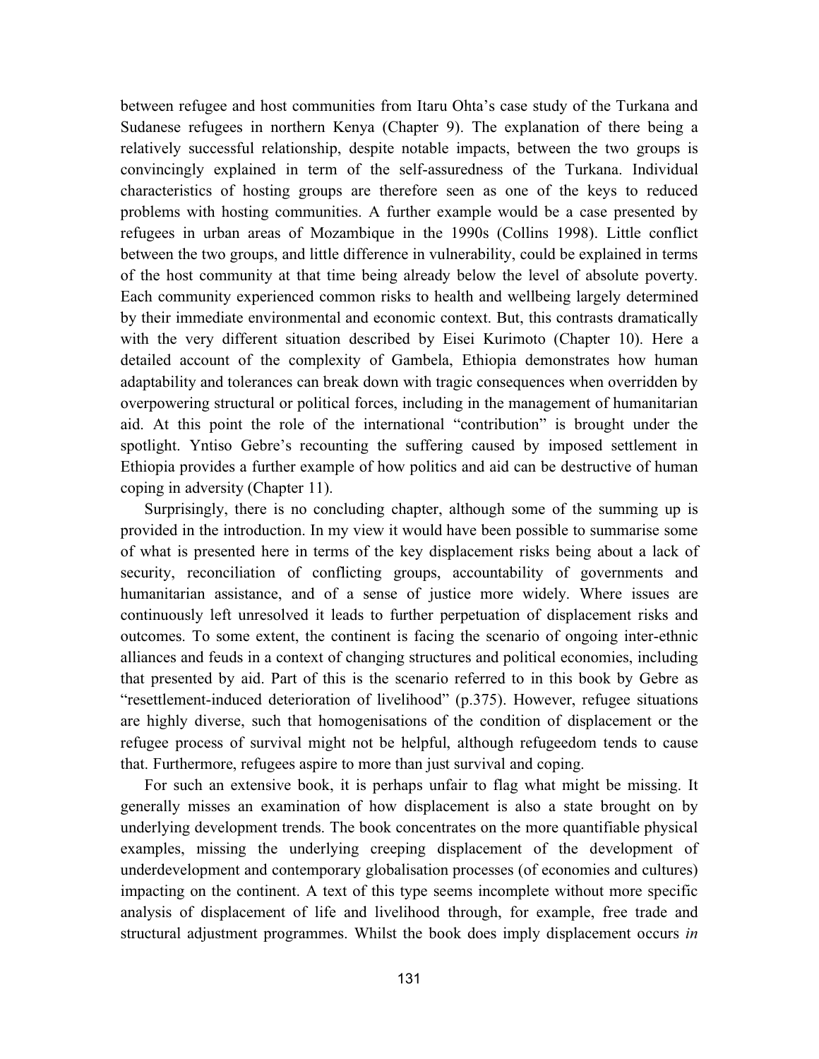between refugee and host communities from Itaru Ohta's case study of the Turkana and Sudanese refugees in northern Kenya (Chapter 9). The explanation of there being a relatively successful relationship, despite notable impacts, between the two groups is convincingly explained in term of the self-assuredness of the Turkana. Individual characteristics of hosting groups are therefore seen as one of the keys to reduced problems with hosting communities. A further example would be a case presented by refugees in urban areas of Mozambique in the 1990s (Collins 1998). Little conflict between the two groups, and little difference in vulnerability, could be explained in terms of the host community at that time being already below the level of absolute poverty. Each community experienced common risks to health and wellbeing largely determined by their immediate environmental and economic context. But, this contrasts dramatically with the very different situation described by Eisei Kurimoto (Chapter 10). Here a detailed account of the complexity of Gambela, Ethiopia demonstrates how human adaptability and tolerances can break down with tragic consequences when overridden by overpowering structural or political forces, including in the management of humanitarian aid. At this point the role of the international "contribution" is brought under the spotlight. Yntiso Gebre's recounting the suffering caused by imposed settlement in Ethiopia provides a further example of how politics and aid can be destructive of human coping in adversity (Chapter 11).

Surprisingly, there is no concluding chapter, although some of the summing up is provided in the introduction. In my view it would have been possible to summarise some of what is presented here in terms of the key displacement risks being about a lack of security, reconciliation of conflicting groups, accountability of governments and humanitarian assistance, and of a sense of justice more widely. Where issues are continuously left unresolved it leads to further perpetuation of displacement risks and outcomes. To some extent, the continent is facing the scenario of ongoing inter-ethnic alliances and feuds in a context of changing structures and political economies, including that presented by aid. Part of this is the scenario referred to in this book by Gebre as "resettlement-induced deterioration of livelihood" (p.375). However, refugee situations are highly diverse, such that homogenisations of the condition of displacement or the refugee process of survival might not be helpful, although refugeedom tends to cause that. Furthermore, refugees aspire to more than just survival and coping.

For such an extensive book, it is perhaps unfair to flag what might be missing. It generally misses an examination of how displacement is also a state brought on by underlying development trends. The book concentrates on the more quantifiable physical examples, missing the underlying creeping displacement of the development of underdevelopment and contemporary globalisation processes (of economies and cultures) impacting on the continent. A text of this type seems incomplete without more specific analysis of displacement of life and livelihood through, for example, free trade and structural adjustment programmes. Whilst the book does imply displacement occurs *in*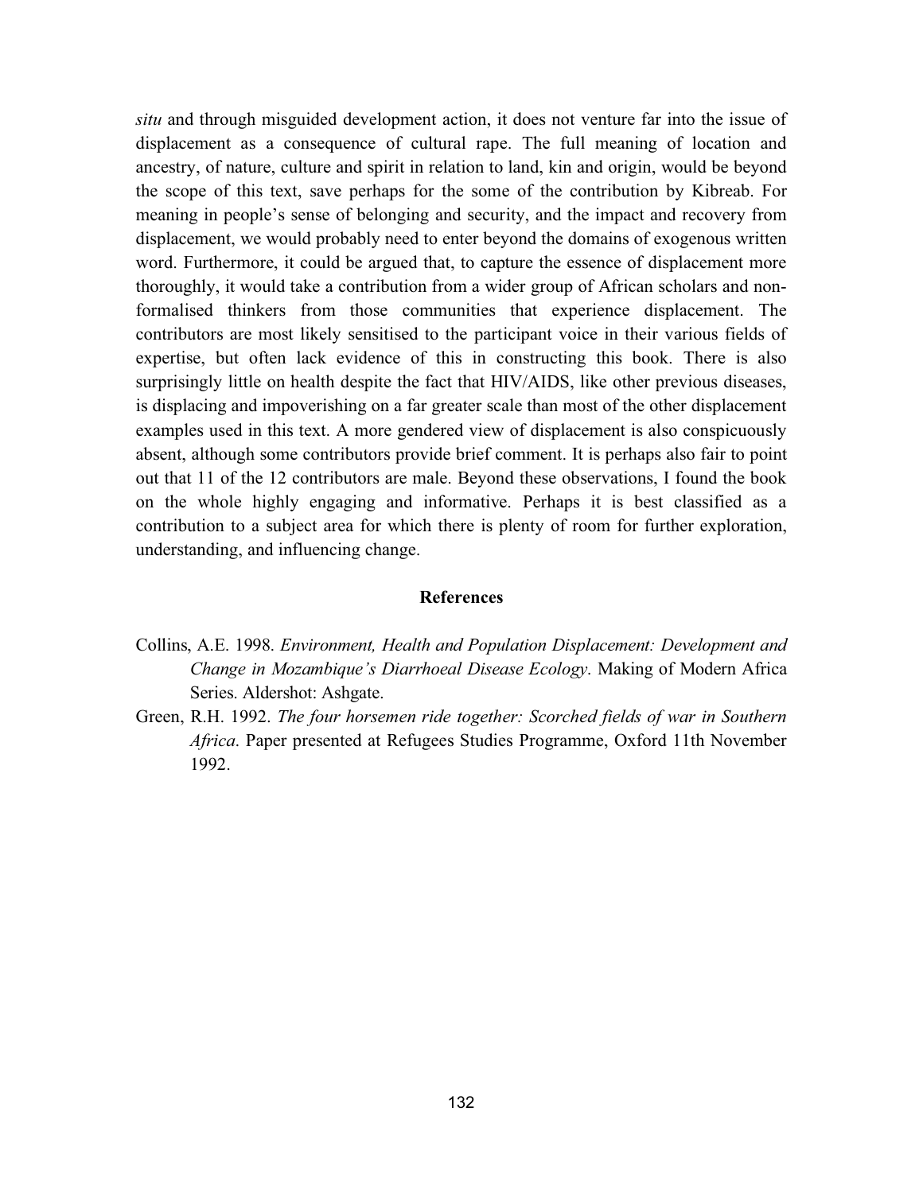*situ* and through misguided development action, it does not venture far into the issue of displacement as a consequence of cultural rape. The full meaning of location and ancestry, of nature, culture and spirit in relation to land, kin and origin, would be beyond the scope of this text, save perhaps for the some of the contribution by Kibreab. For meaning in people's sense of belonging and security, and the impact and recovery from displacement, we would probably need to enter beyond the domains of exogenous written word. Furthermore, it could be argued that, to capture the essence of displacement more thoroughly, it would take a contribution from a wider group of African scholars and non-formalised thinkers from those communities that experience displacement. The contributors are most likely sensitised to the participant voice in their various fields of expertise, but often lack evidence of this in constructing this book. There is also surprisingly little on health despite the fact that HIV/AIDS, like other previous diseases, is displacing and impoverishing on a far greater scale than most of the other displacement examples used in this text. A more gendered view of displacement is also conspicuously absent, although some contributors provide brief comment. It is perhaps also fair to point out that 11 of the 12 contributors are male. Beyond these observations, I found the book on the whole highly engaging and informative. Perhaps it is best classified as a contribution to a subject area for which there is plenty of room for further exploration, understanding, and influencing change.

## References

Collins, A.E. 1998. *Environment, Health and Population Displacement: Development and Change in Mozambique's Diarrhoeal Disease Ecology*. Making of Modern Africa Series. Aldershot: Ashgate.

Green, R.H. 1992. *The four horsemen ride together: Scorched fields of war in Southern Africa*. Paper presented at Refugees Studies Programme, Oxford 11th November 1992.